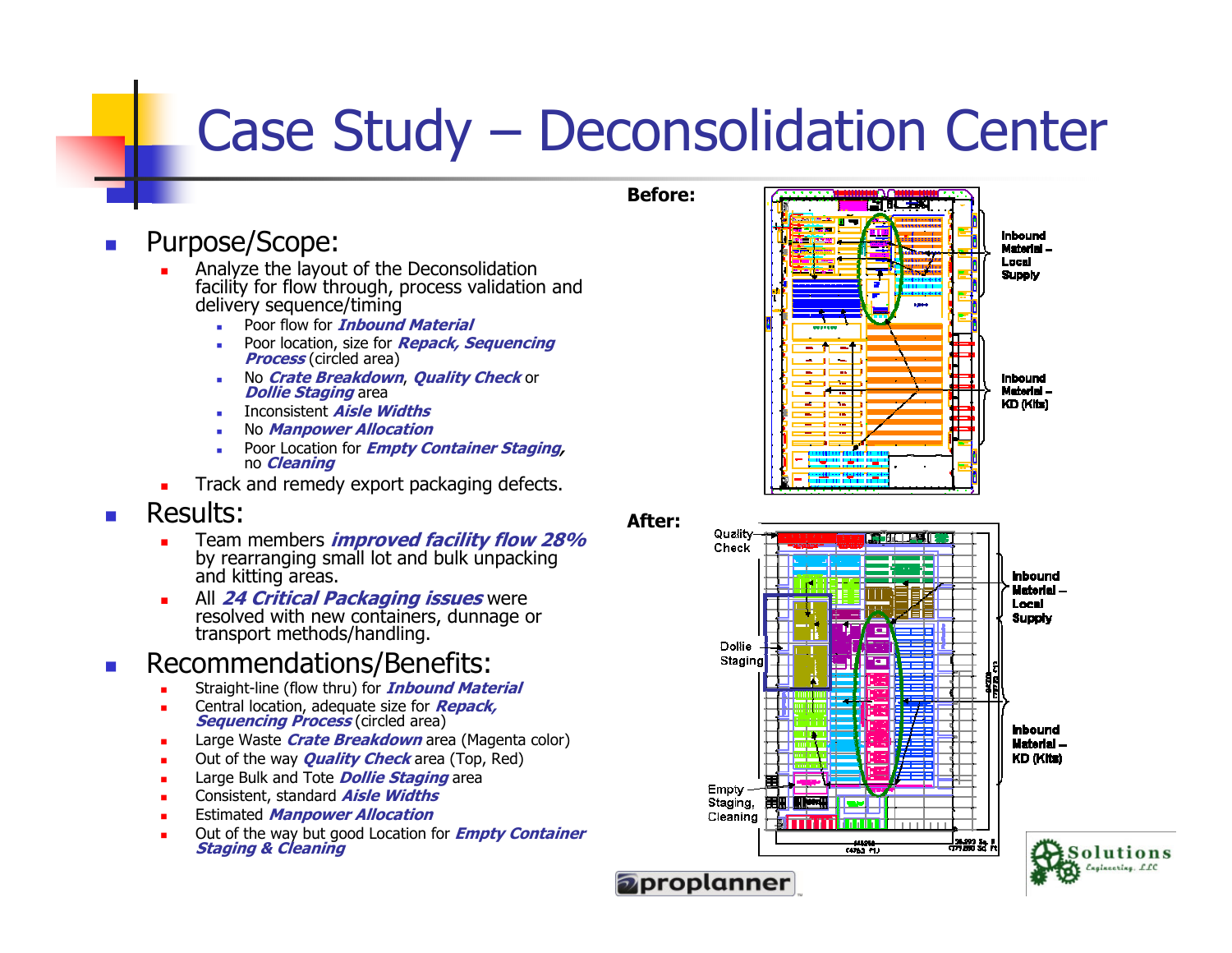# Case Study – Deconsolidation Center

- Purpose/Scope:
  - Analyze the layout of the Deconsolidation facility for flow through, process validation and delivery sequence/timing
    - Poor flow for ***Inbound Material***
    - Poor location, size for ***Repack, Sequencing Process*** (circled area)
    - No ***Crate Breakdown***, ***Quality Check*** or ***Dollie Staging*** area
    - Inconsistent ***Aisle Widths***
    - No ***Manpower Allocation***
    - Poor Location for ***Empty Container Staging,*** no ***Cleaning***
  - Track and remedy export packaging defects.
- Results:
  - Team members ***improved facility flow 28%*** by rearranging small lot and bulk unpacking and kitting areas.
  - All ***24 Critical Packaging issues*** were resolved with new containers, dunnage or transport methods/handling.
- Recommendations/Benefits:
  - Straight-line (flow thru) for ***Inbound Material***
  - Central location, adequate size for ***Repack, Sequencing Process*** (circled area)
  - Large Waste ***Crate Breakdown*** area (Magenta color)
  - Out of the way ***Quality Check*** area (Top, Red)
  - Large Bulk and Tote ***Dollie Staging*** area
  - Consistent, standard ***Aisle Widths***
  - Estimated ***Manpower Allocation***
  - Out of the way but good Location for ***Empty Container Staging & Cleaning***

**Before:**

Inbound Material – Local Supply

Inbound Material – KD (Kits)

**After:**

Quality Check

Dollie Staging

Empty Staging, Cleaning

Inbound Material – Local Supply

Inbound Material – KD (Kits)

proplanner

Solutions Engineering, LLC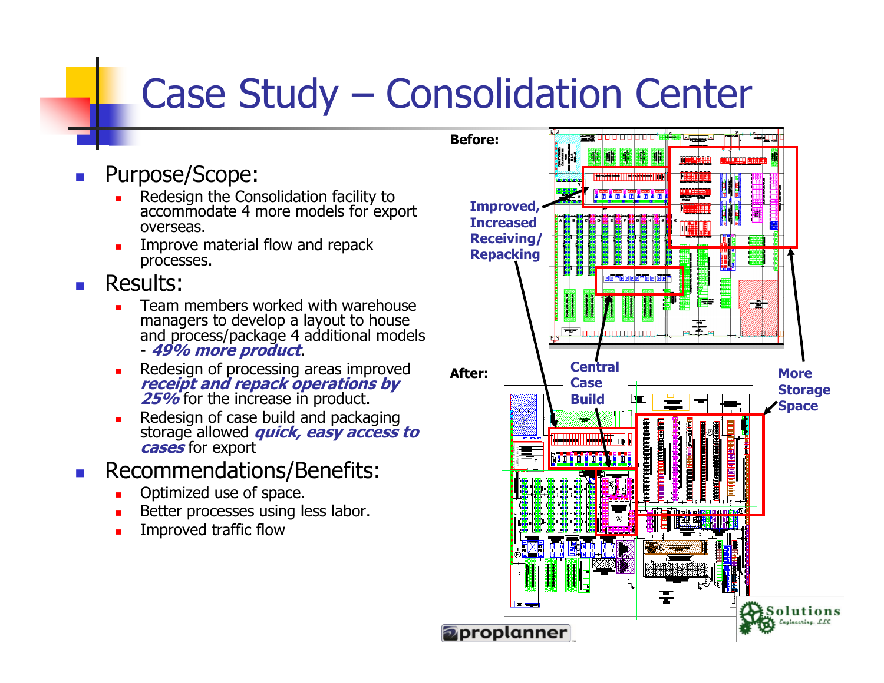# Case Study – Consolidation Center

- Purpose/Scope:
  - Redesign the Consolidation facility to accommodate 4 more models for export overseas.
  - Improve material flow and repack processes.
- Results:
  - Team members worked with warehouse managers to develop a layout to house and process/package 4 additional models - ***49% more product***.
  - Redesign of processing areas improved ***receipt and repack operations by 25%*** for the increase in product.
  - Redesign of case build and packaging storage allowed ***quick, easy access to cases*** for export
- Recommendations/Benefits:
  - Optimized use of space.
  - Better processes using less labor.
  - Improved traffic flow

**Before:**

**Improved, Increased Receiving/ Repacking**

**Central Case Build**

**More Storage Space**

**After:**